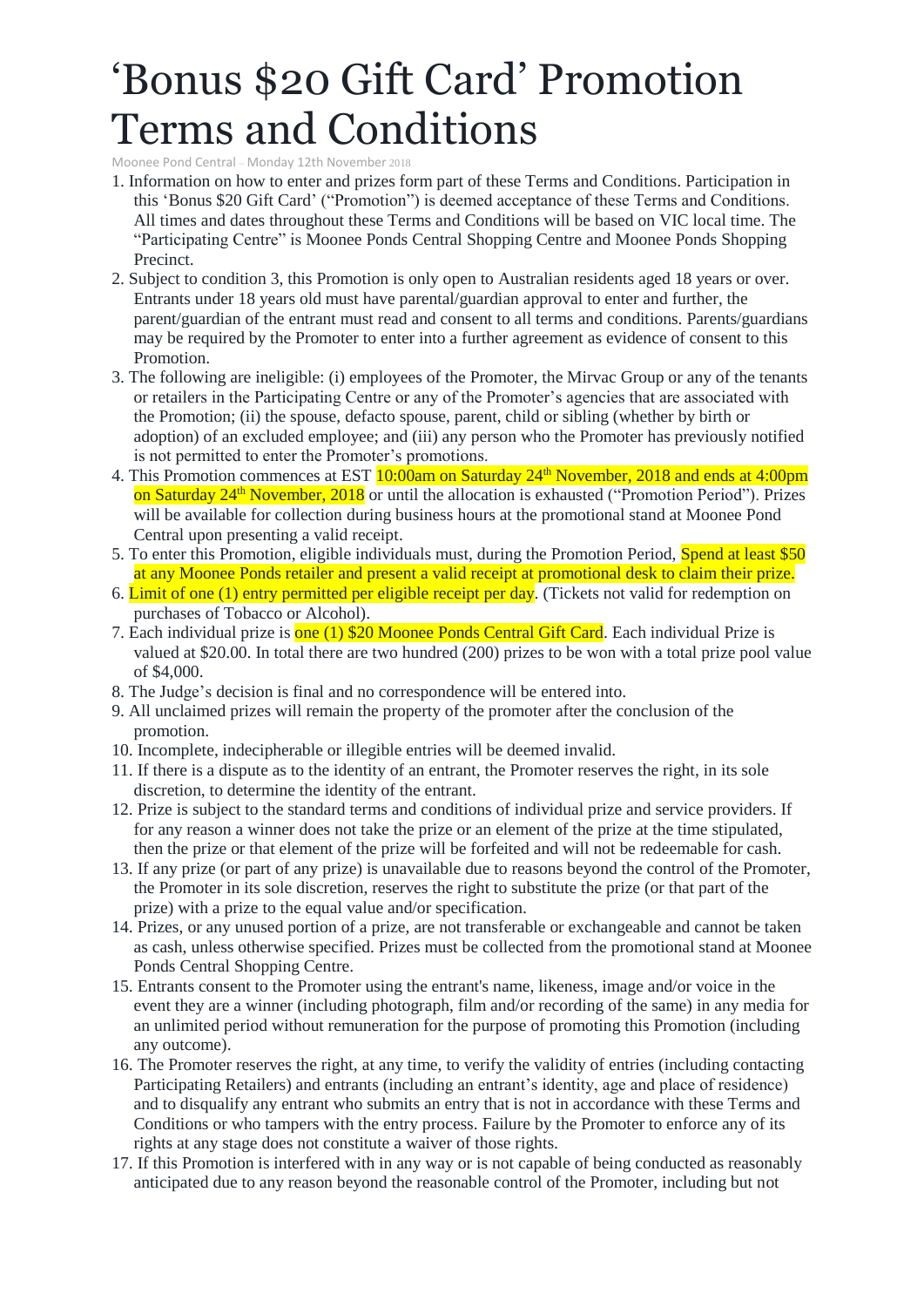# 'Bonus $20 Gift Card' Promotion Terms and Conditions

Moonee Pond Central – Monday 12th November 2018

1. Information on how to enter and prizes form part of these Terms and Conditions. Participation in this 'Bonus $20 Gift Card' ("Promotion") is deemed acceptance of these Terms and Conditions. All times and dates throughout these Terms and Conditions will be based on VIC local time. The "Participating Centre" is Moonee Ponds Central Shopping Centre and Moonee Ponds Shopping Precinct.
2. Subject to condition 3, this Promotion is only open to Australian residents aged 18 years or over. Entrants under 18 years old must have parental/guardian approval to enter and further, the parent/guardian of the entrant must read and consent to all terms and conditions. Parents/guardians may be required by the Promoter to enter into a further agreement as evidence of consent to this Promotion.
3. The following are ineligible: (i) employees of the Promoter, the Mirvac Group or any of the tenants or retailers in the Participating Centre or any of the Promoter's agencies that are associated with the Promotion; (ii) the spouse, defacto spouse, parent, child or sibling (whether by birth or adoption) of an excluded employee; and (iii) any person who the Promoter has previously notified is not permitted to enter the Promoter's promotions.
4. This Promotion commences at EST 10:00am on Saturday 24th November, 2018 and ends at 4:00pm on Saturday 24th November, 2018 or until the allocation is exhausted ("Promotion Period"). Prizes will be available for collection during business hours at the promotional stand at Moonee Pond Central upon presenting a valid receipt.
5. To enter this Promotion, eligible individuals must, during the Promotion Period, Spend at least $50 at any Moonee Ponds retailer and present a valid receipt at promotional desk to claim their prize.
6. Limit of one (1) entry permitted per eligible receipt per day. (Tickets not valid for redemption on purchases of Tobacco or Alcohol).
7. Each individual prize is one (1) $20 Moonee Ponds Central Gift Card. Each individual Prize is valued at $20.00. In total there are two hundred (200) prizes to be won with a total prize pool value of $4,000.
8. The Judge's decision is final and no correspondence will be entered into.
9. All unclaimed prizes will remain the property of the promoter after the conclusion of the promotion.
10. Incomplete, indecipherable or illegible entries will be deemed invalid.
11. If there is a dispute as to the identity of an entrant, the Promoter reserves the right, in its sole discretion, to determine the identity of the entrant.
12. Prize is subject to the standard terms and conditions of individual prize and service providers. If for any reason a winner does not take the prize or an element of the prize at the time stipulated, then the prize or that element of the prize will be forfeited and will not be redeemable for cash.
13. If any prize (or part of any prize) is unavailable due to reasons beyond the control of the Promoter, the Promoter in its sole discretion, reserves the right to substitute the prize (or that part of the prize) with a prize to the equal value and/or specification.
14. Prizes, or any unused portion of a prize, are not transferable or exchangeable and cannot be taken as cash, unless otherwise specified. Prizes must be collected from the promotional stand at Moonee Ponds Central Shopping Centre.
15. Entrants consent to the Promoter using the entrant's name, likeness, image and/or voice in the event they are a winner (including photograph, film and/or recording of the same) in any media for an unlimited period without remuneration for the purpose of promoting this Promotion (including any outcome).
16. The Promoter reserves the right, at any time, to verify the validity of entries (including contacting Participating Retailers) and entrants (including an entrant's identity, age and place of residence) and to disqualify any entrant who submits an entry that is not in accordance with these Terms and Conditions or who tampers with the entry process. Failure by the Promoter to enforce any of its rights at any stage does not constitute a waiver of those rights.
17. If this Promotion is interfered with in any way or is not capable of being conducted as reasonably anticipated due to any reason beyond the reasonable control of the Promoter, including but not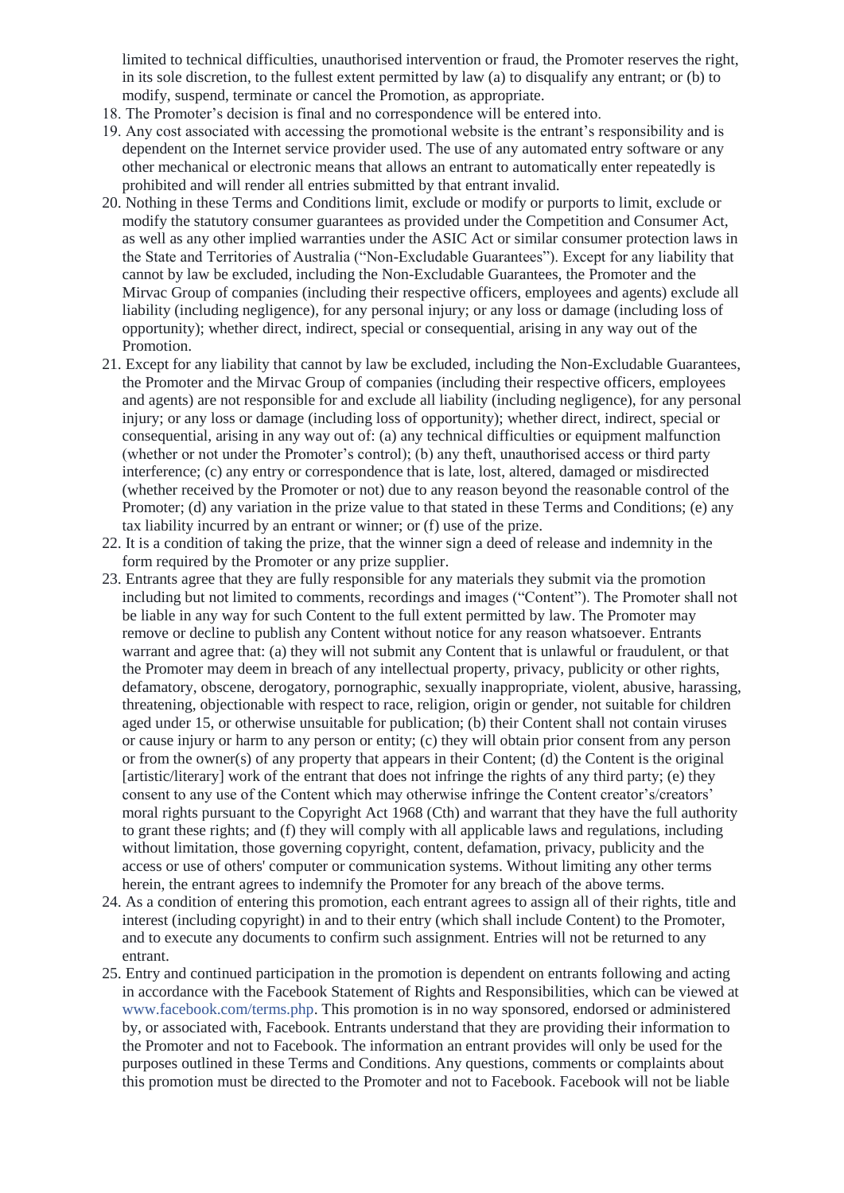limited to technical difficulties, unauthorised intervention or fraud, the Promoter reserves the right, in its sole discretion, to the fullest extent permitted by law (a) to disqualify any entrant; or (b) to modify, suspend, terminate or cancel the Promotion, as appropriate.

18. The Promoter's decision is final and no correspondence will be entered into.
19. Any cost associated with accessing the promotional website is the entrant's responsibility and is dependent on the Internet service provider used. The use of any automated entry software or any other mechanical or electronic means that allows an entrant to automatically enter repeatedly is prohibited and will render all entries submitted by that entrant invalid.
20. Nothing in these Terms and Conditions limit, exclude or modify or purports to limit, exclude or modify the statutory consumer guarantees as provided under the Competition and Consumer Act, as well as any other implied warranties under the ASIC Act or similar consumer protection laws in the State and Territories of Australia ("Non-Excludable Guarantees"). Except for any liability that cannot by law be excluded, including the Non-Excludable Guarantees, the Promoter and the Mirvac Group of companies (including their respective officers, employees and agents) exclude all liability (including negligence), for any personal injury; or any loss or damage (including loss of opportunity); whether direct, indirect, special or consequential, arising in any way out of the Promotion.
21. Except for any liability that cannot by law be excluded, including the Non-Excludable Guarantees, the Promoter and the Mirvac Group of companies (including their respective officers, employees and agents) are not responsible for and exclude all liability (including negligence), for any personal injury; or any loss or damage (including loss of opportunity); whether direct, indirect, special or consequential, arising in any way out of: (a) any technical difficulties or equipment malfunction (whether or not under the Promoter's control); (b) any theft, unauthorised access or third party interference; (c) any entry or correspondence that is late, lost, altered, damaged or misdirected (whether received by the Promoter or not) due to any reason beyond the reasonable control of the Promoter; (d) any variation in the prize value to that stated in these Terms and Conditions; (e) any tax liability incurred by an entrant or winner; or (f) use of the prize.
22. It is a condition of taking the prize, that the winner sign a deed of release and indemnity in the form required by the Promoter or any prize supplier.
23. Entrants agree that they are fully responsible for any materials they submit via the promotion including but not limited to comments, recordings and images ("Content"). The Promoter shall not be liable in any way for such Content to the full extent permitted by law. The Promoter may remove or decline to publish any Content without notice for any reason whatsoever. Entrants warrant and agree that: (a) they will not submit any Content that is unlawful or fraudulent, or that the Promoter may deem in breach of any intellectual property, privacy, publicity or other rights, defamatory, obscene, derogatory, pornographic, sexually inappropriate, violent, abusive, harassing, threatening, objectionable with respect to race, religion, origin or gender, not suitable for children aged under 15, or otherwise unsuitable for publication; (b) their Content shall not contain viruses or cause injury or harm to any person or entity; (c) they will obtain prior consent from any person or from the owner(s) of any property that appears in their Content; (d) the Content is the original [artistic/literary] work of the entrant that does not infringe the rights of any third party; (e) they consent to any use of the Content which may otherwise infringe the Content creator's/creators' moral rights pursuant to the Copyright Act 1968 (Cth) and warrant that they have the full authority to grant these rights; and (f) they will comply with all applicable laws and regulations, including without limitation, those governing copyright, content, defamation, privacy, publicity and the access or use of others' computer or communication systems. Without limiting any other terms herein, the entrant agrees to indemnify the Promoter for any breach of the above terms.
24. As a condition of entering this promotion, each entrant agrees to assign all of their rights, title and interest (including copyright) in and to their entry (which shall include Content) to the Promoter, and to execute any documents to confirm such assignment. Entries will not be returned to any entrant.
25. Entry and continued participation in the promotion is dependent on entrants following and acting in accordance with the Facebook Statement of Rights and Responsibilities, which can be viewed at www.facebook.com/terms.php. This promotion is in no way sponsored, endorsed or administered by, or associated with, Facebook. Entrants understand that they are providing their information to the Promoter and not to Facebook. The information an entrant provides will only be used for the purposes outlined in these Terms and Conditions. Any questions, comments or complaints about this promotion must be directed to the Promoter and not to Facebook. Facebook will not be liable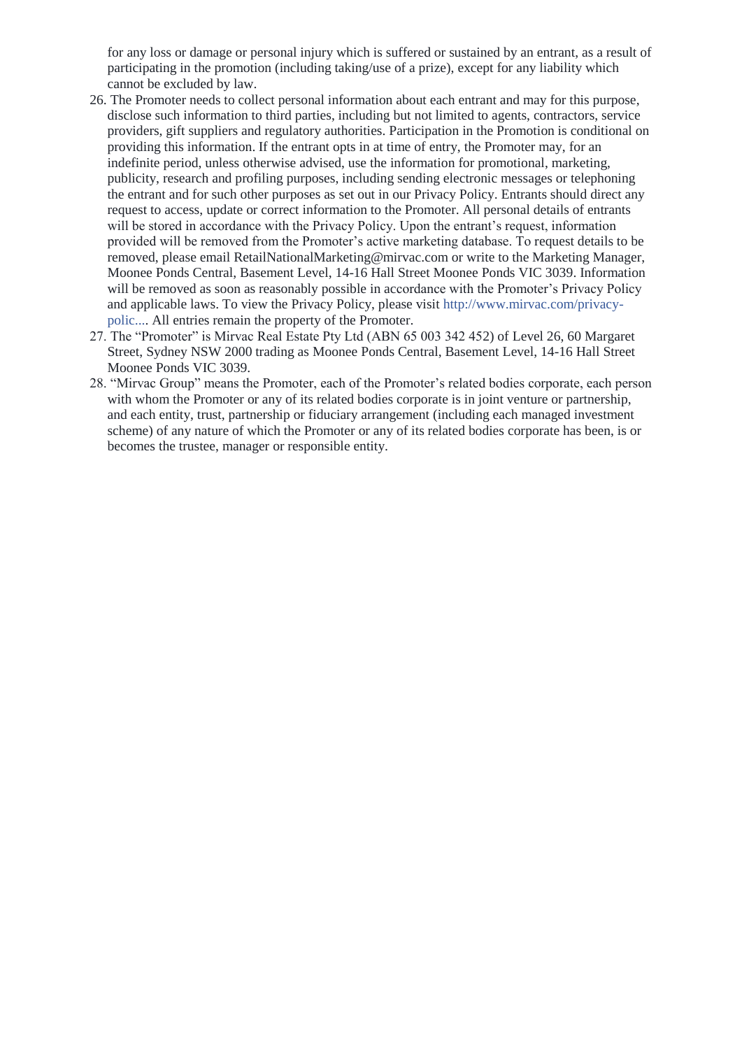for any loss or damage or personal injury which is suffered or sustained by an entrant, as a result of participating in the promotion (including taking/use of a prize), except for any liability which cannot be excluded by law.

26. The Promoter needs to collect personal information about each entrant and may for this purpose, disclose such information to third parties, including but not limited to agents, contractors, service providers, gift suppliers and regulatory authorities. Participation in the Promotion is conditional on providing this information. If the entrant opts in at time of entry, the Promoter may, for an indefinite period, unless otherwise advised, use the information for promotional, marketing, publicity, research and profiling purposes, including sending electronic messages or telephoning the entrant and for such other purposes as set out in our Privacy Policy. Entrants should direct any request to access, update or correct information to the Promoter. All personal details of entrants will be stored in accordance with the Privacy Policy. Upon the entrant's request, information provided will be removed from the Promoter's active marketing database. To request details to be removed, please email RetailNationalMarketing@mirvac.com or write to the Marketing Manager, Moonee Ponds Central, Basement Level, 14-16 Hall Street Moonee Ponds VIC 3039. Information will be removed as soon as reasonably possible in accordance with the Promoter's Privacy Policy and applicable laws. To view the Privacy Policy, please visit http://www.mirvac.com/privacy-polic.... All entries remain the property of the Promoter.
27. The "Promoter" is Mirvac Real Estate Pty Ltd (ABN 65 003 342 452) of Level 26, 60 Margaret Street, Sydney NSW 2000 trading as Moonee Ponds Central, Basement Level, 14-16 Hall Street Moonee Ponds VIC 3039.
28. "Mirvac Group" means the Promoter, each of the Promoter's related bodies corporate, each person with whom the Promoter or any of its related bodies corporate is in joint venture or partnership, and each entity, trust, partnership or fiduciary arrangement (including each managed investment scheme) of any nature of which the Promoter or any of its related bodies corporate has been, is or becomes the trustee, manager or responsible entity.